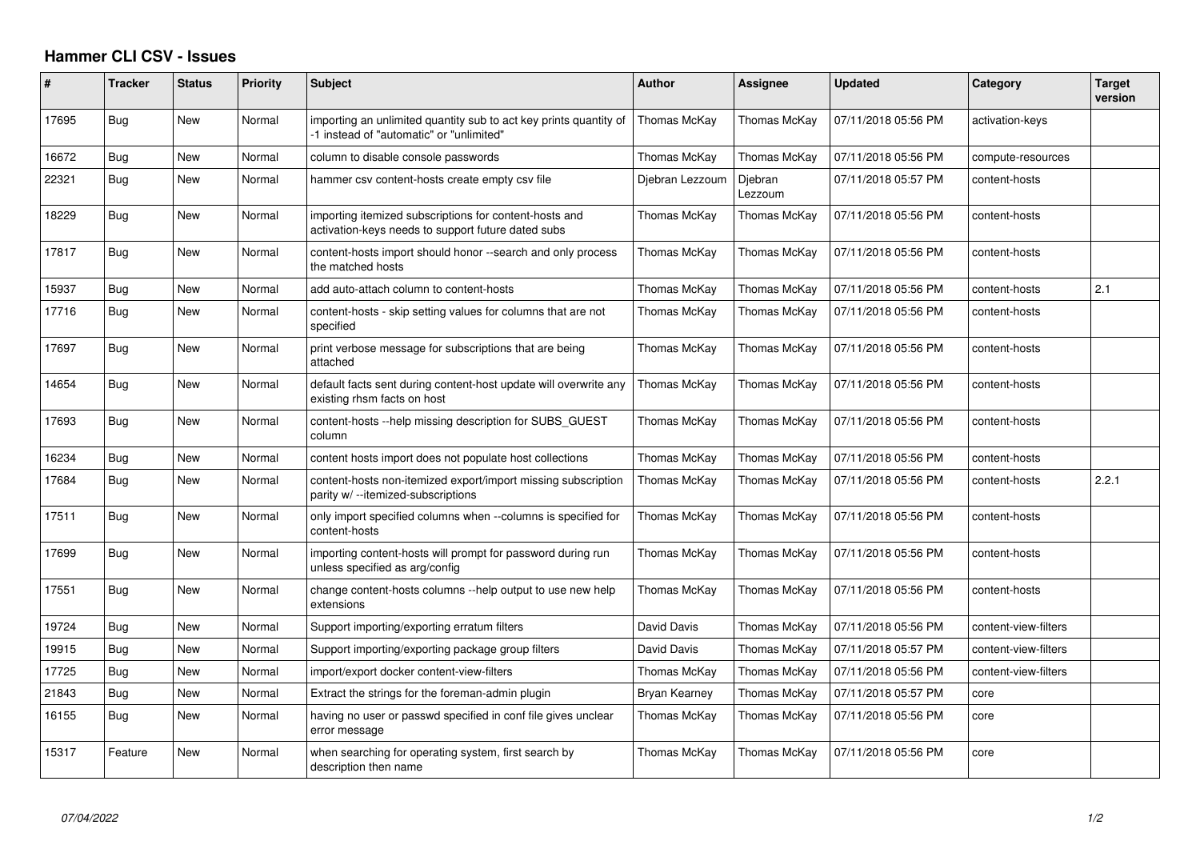# Hammer CLI CSV - Issues

| # | Tracker | Status | Priority | Subject | Author | Assignee | Updated | Category | Target version |
|---|---|---|---|---|---|---|---|---|---|
| 17695 | Bug | New | Normal | importing an unlimited quantity sub to act key prints quantity of -1 instead of "automatic" or "unlimited" | Thomas McKay | Thomas McKay | 07/11/2018 05:56 PM | activation-keys | |
| 16672 | Bug | New | Normal | column to disable console passwords | Thomas McKay | Thomas McKay | 07/11/2018 05:56 PM | compute-resources | |
| 22321 | Bug | New | Normal | hammer csv content-hosts create empty csv file | Djebran Lezzoum | Djebran Lezzoum | 07/11/2018 05:57 PM | content-hosts | |
| 18229 | Bug | New | Normal | importing itemized subscriptions for content-hosts and activation-keys needs to support future dated subs | Thomas McKay | Thomas McKay | 07/11/2018 05:56 PM | content-hosts | |
| 17817 | Bug | New | Normal | content-hosts import should honor --search and only process the matched hosts | Thomas McKay | Thomas McKay | 07/11/2018 05:56 PM | content-hosts | |
| 15937 | Bug | New | Normal | add auto-attach column to content-hosts | Thomas McKay | Thomas McKay | 07/11/2018 05:56 PM | content-hosts | 2.1 |
| 17716 | Bug | New | Normal | content-hosts - skip setting values for columns that are not specified | Thomas McKay | Thomas McKay | 07/11/2018 05:56 PM | content-hosts | |
| 17697 | Bug | New | Normal | print verbose message for subscriptions that are being attached | Thomas McKay | Thomas McKay | 07/11/2018 05:56 PM | content-hosts | |
| 14654 | Bug | New | Normal | default facts sent during content-host update will overwrite any existing rhsm facts on host | Thomas McKay | Thomas McKay | 07/11/2018 05:56 PM | content-hosts | |
| 17693 | Bug | New | Normal | content-hosts --help missing description for SUBS_GUEST column | Thomas McKay | Thomas McKay | 07/11/2018 05:56 PM | content-hosts | |
| 16234 | Bug | New | Normal | content hosts import does not populate host collections | Thomas McKay | Thomas McKay | 07/11/2018 05:56 PM | content-hosts | |
| 17684 | Bug | New | Normal | content-hosts non-itemized export/import missing subscription parity w/ --itemized-subscriptions | Thomas McKay | Thomas McKay | 07/11/2018 05:56 PM | content-hosts | 2.2.1 |
| 17511 | Bug | New | Normal | only import specified columns when --columns is specified for content-hosts | Thomas McKay | Thomas McKay | 07/11/2018 05:56 PM | content-hosts | |
| 17699 | Bug | New | Normal | importing content-hosts will prompt for password during run unless specified as arg/config | Thomas McKay | Thomas McKay | 07/11/2018 05:56 PM | content-hosts | |
| 17551 | Bug | New | Normal | change content-hosts columns --help output to use new help extensions | Thomas McKay | Thomas McKay | 07/11/2018 05:56 PM | content-hosts | |
| 19724 | Bug | New | Normal | Support importing/exporting erratum filters | David Davis | Thomas McKay | 07/11/2018 05:56 PM | content-view-filters | |
| 19915 | Bug | New | Normal | Support importing/exporting package group filters | David Davis | Thomas McKay | 07/11/2018 05:57 PM | content-view-filters | |
| 17725 | Bug | New | Normal | import/export docker content-view-filters | Thomas McKay | Thomas McKay | 07/11/2018 05:56 PM | content-view-filters | |
| 21843 | Bug | New | Normal | Extract the strings for the foreman-admin plugin | Bryan Kearney | Thomas McKay | 07/11/2018 05:57 PM | core | |
| 16155 | Bug | New | Normal | having no user or passwd specified in conf file gives unclear error message | Thomas McKay | Thomas McKay | 07/11/2018 05:56 PM | core | |
| 15317 | Feature | New | Normal | when searching for operating system, first search by description then name | Thomas McKay | Thomas McKay | 07/11/2018 05:56 PM | core | |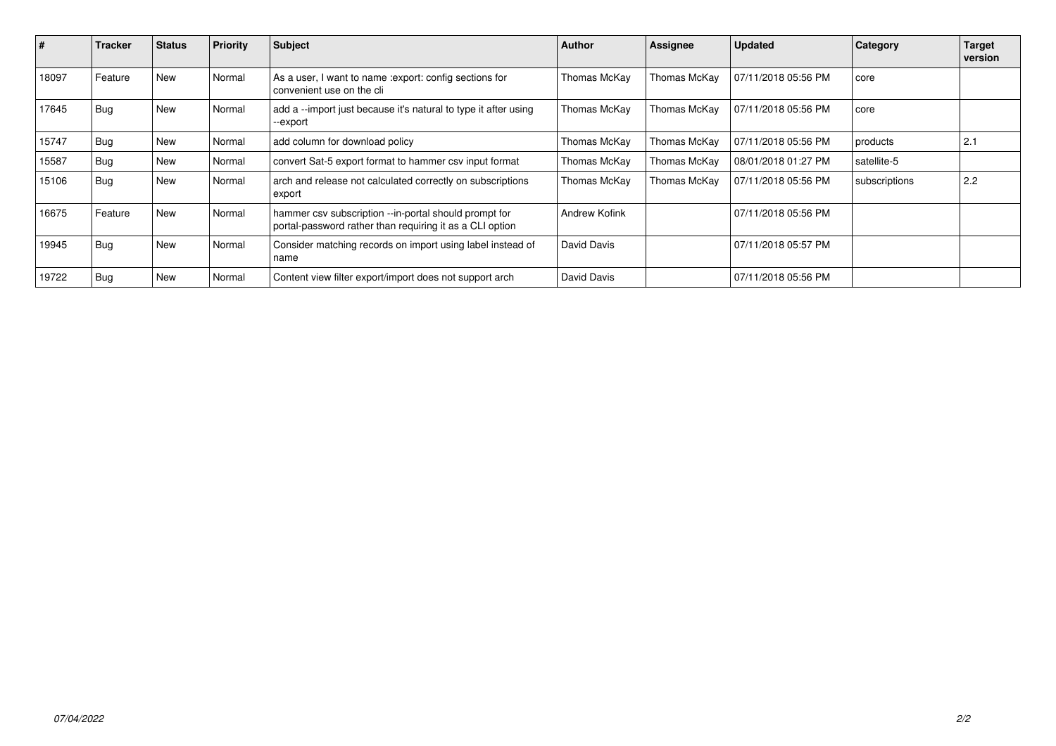| # | Tracker | Status | Priority | Subject | Author | Assignee | Updated | Category | Target version |
|---|---|---|---|---|---|---|---|---|---|
| 18097 | Feature | New | Normal | As a user, I want to name :export: config sections for convenient use on the cli | Thomas McKay | Thomas McKay | 07/11/2018 05:56 PM | core | |
| 17645 | Bug | New | Normal | add a --import just because it's natural to type it after using --export | Thomas McKay | Thomas McKay | 07/11/2018 05:56 PM | core | |
| 15747 | Bug | New | Normal | add column for download policy | Thomas McKay | Thomas McKay | 07/11/2018 05:56 PM | products | 2.1 |
| 15587 | Bug | New | Normal | convert Sat-5 export format to hammer csv input format | Thomas McKay | Thomas McKay | 08/01/2018 01:27 PM | satellite-5 | |
| 15106 | Bug | New | Normal | arch and release not calculated correctly on subscriptions export | Thomas McKay | Thomas McKay | 07/11/2018 05:56 PM | subscriptions | 2.2 |
| 16675 | Feature | New | Normal | hammer csv subscription --in-portal should prompt for portal-password rather than requiring it as a CLI option | Andrew Kofink | | 07/11/2018 05:56 PM | | |
| 19945 | Bug | New | Normal | Consider matching records on import using label instead of name | David Davis | | 07/11/2018 05:57 PM | | |
| 19722 | Bug | New | Normal | Content view filter export/import does not support arch | David Davis | | 07/11/2018 05:56 PM | | |